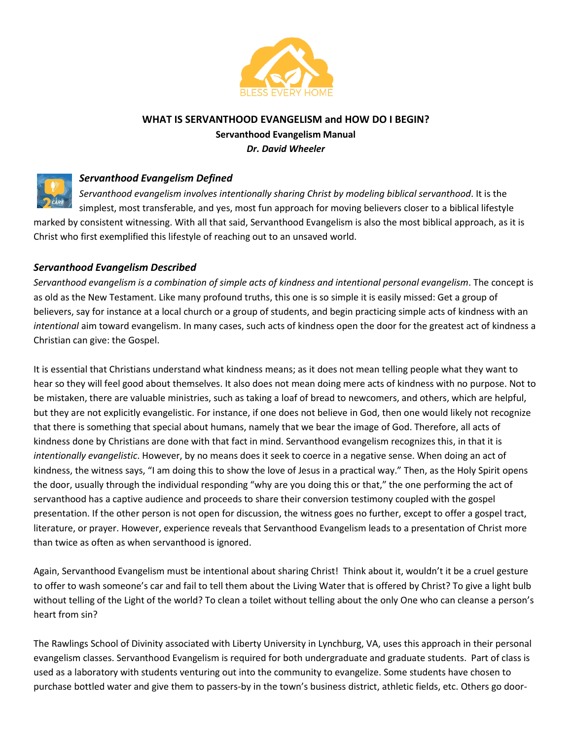# WHAT IS SERVANTHOOD EVANGELISM and HOW DO I BEGIN?

**Servanthood Evangelism Manual**

***Dr. David Wheeler***

### *Servanthood Evangelism Defined*

*Servanthood evangelism involves intentionally sharing Christ by modeling biblical servanthood*. It is the simplest, most transferable, and yes, most fun approach for moving believers closer to a biblical lifestyle marked by consistent witnessing. With all that said, Servanthood Evangelism is also the most biblical approach, as it is Christ who first exemplified this lifestyle of reaching out to an unsaved world.

### *Servanthood Evangelism Described*

*Servanthood evangelism is a combination of simple acts of kindness and intentional personal evangelism*. The concept is as old as the New Testament. Like many profound truths, this one is so simple it is easily missed: Get a group of believers, say for instance at a local church or a group of students, and begin practicing simple acts of kindness with an *intentional* aim toward evangelism. In many cases, such acts of kindness open the door for the greatest act of kindness a Christian can give: the Gospel.

It is essential that Christians understand what kindness means; as it does not mean telling people what they want to hear so they will feel good about themselves. It also does not mean doing mere acts of kindness with no purpose. Not to be mistaken, there are valuable ministries, such as taking a loaf of bread to newcomers, and others, which are helpful, but they are not explicitly evangelistic. For instance, if one does not believe in God, then one would likely not recognize that there is something that special about humans, namely that we bear the image of God. Therefore, all acts of kindness done by Christians are done with that fact in mind. Servanthood evangelism recognizes this, in that it is *intentionally evangelistic*. However, by no means does it seek to coerce in a negative sense. When doing an act of kindness, the witness says, "I am doing this to show the love of Jesus in a practical way." Then, as the Holy Spirit opens the door, usually through the individual responding "why are you doing this or that," the one performing the act of servanthood has a captive audience and proceeds to share their conversion testimony coupled with the gospel presentation. If the other person is not open for discussion, the witness goes no further, except to offer a gospel tract, literature, or prayer. However, experience reveals that Servanthood Evangelism leads to a presentation of Christ more than twice as often as when servanthood is ignored.

Again, Servanthood Evangelism must be intentional about sharing Christ! Think about it, wouldn't it be a cruel gesture to offer to wash someone's car and fail to tell them about the Living Water that is offered by Christ? To give a light bulb without telling of the Light of the world? To clean a toilet without telling about the only One who can cleanse a person's heart from sin?

The Rawlings School of Divinity associated with Liberty University in Lynchburg, VA, uses this approach in their personal evangelism classes. Servanthood Evangelism is required for both undergraduate and graduate students. Part of class is used as a laboratory with students venturing out into the community to evangelize. Some students have chosen to purchase bottled water and give them to passers-by in the town's business district, athletic fields, etc. Others go door-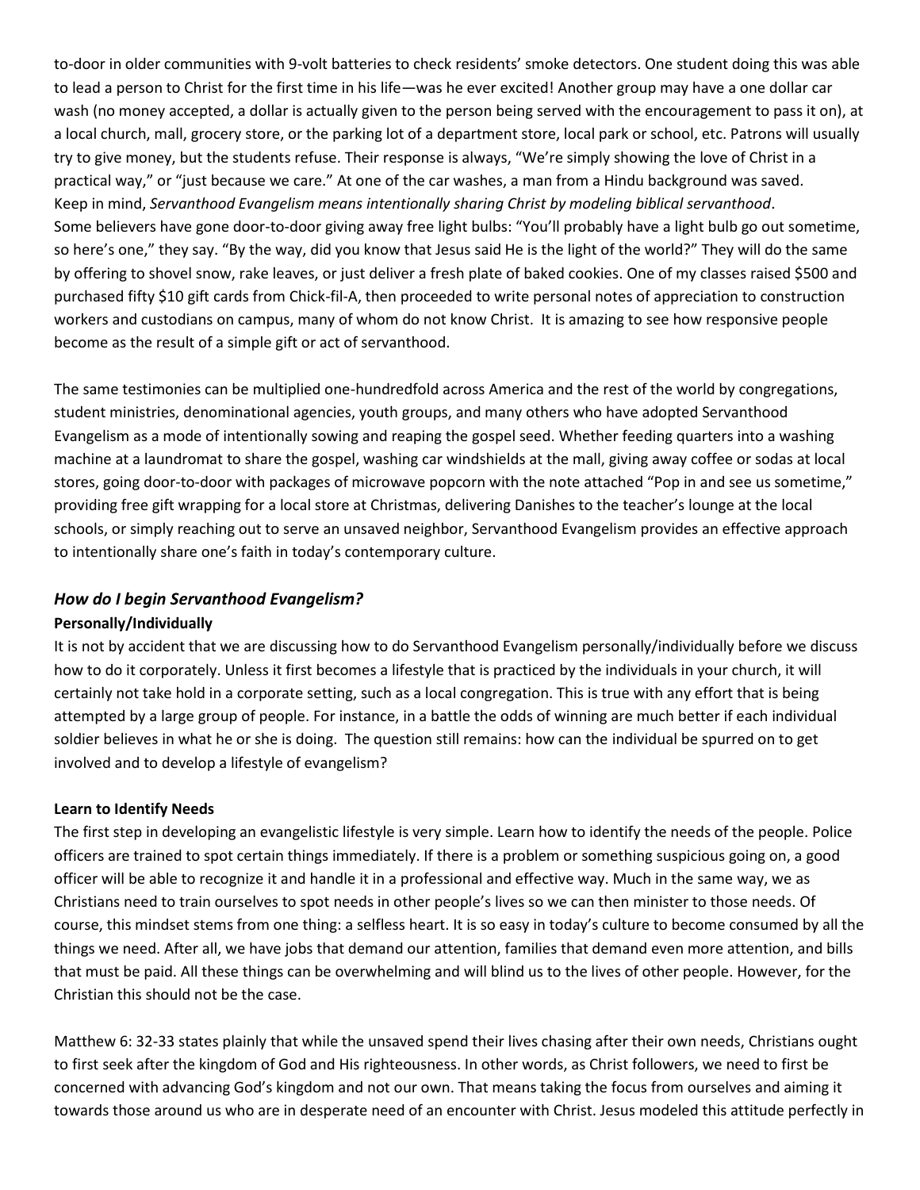to-door in older communities with 9-volt batteries to check residents' smoke detectors. One student doing this was able to lead a person to Christ for the first time in his life—was he ever excited! Another group may have a one dollar car wash (no money accepted, a dollar is actually given to the person being served with the encouragement to pass it on), at a local church, mall, grocery store, or the parking lot of a department store, local park or school, etc. Patrons will usually try to give money, but the students refuse. Their response is always, "We're simply showing the love of Christ in a practical way," or "just because we care." At one of the car washes, a man from a Hindu background was saved. Keep in mind, *Servanthood Evangelism means intentionally sharing Christ by modeling biblical servanthood*. Some believers have gone door-to-door giving away free light bulbs: "You'll probably have a light bulb go out sometime, so here's one," they say. "By the way, did you know that Jesus said He is the light of the world?" They will do the same by offering to shovel snow, rake leaves, or just deliver a fresh plate of baked cookies. One of my classes raised $500 and purchased fifty $10 gift cards from Chick-fil-A, then proceeded to write personal notes of appreciation to construction workers and custodians on campus, many of whom do not know Christ. It is amazing to see how responsive people become as the result of a simple gift or act of servanthood.

The same testimonies can be multiplied one-hundredfold across America and the rest of the world by congregations, student ministries, denominational agencies, youth groups, and many others who have adopted Servanthood Evangelism as a mode of intentionally sowing and reaping the gospel seed. Whether feeding quarters into a washing machine at a laundromat to share the gospel, washing car windshields at the mall, giving away coffee or sodas at local stores, going door-to-door with packages of microwave popcorn with the note attached "Pop in and see us sometime," providing free gift wrapping for a local store at Christmas, delivering Danishes to the teacher's lounge at the local schools, or simply reaching out to serve an unsaved neighbor, Servanthood Evangelism provides an effective approach to intentionally share one's faith in today's contemporary culture.

### *How do I begin Servanthood Evangelism?*

**Personally/Individually**

It is not by accident that we are discussing how to do Servanthood Evangelism personally/individually before we discuss how to do it corporately. Unless it first becomes a lifestyle that is practiced by the individuals in your church, it will certainly not take hold in a corporate setting, such as a local congregation. This is true with any effort that is being attempted by a large group of people. For instance, in a battle the odds of winning are much better if each individual soldier believes in what he or she is doing. The question still remains: how can the individual be spurred on to get involved and to develop a lifestyle of evangelism?

**Learn to Identify Needs**

The first step in developing an evangelistic lifestyle is very simple. Learn how to identify the needs of the people. Police officers are trained to spot certain things immediately. If there is a problem or something suspicious going on, a good officer will be able to recognize it and handle it in a professional and effective way. Much in the same way, we as Christians need to train ourselves to spot needs in other people's lives so we can then minister to those needs. Of course, this mindset stems from one thing: a selfless heart. It is so easy in today's culture to become consumed by all the things we need. After all, we have jobs that demand our attention, families that demand even more attention, and bills that must be paid. All these things can be overwhelming and will blind us to the lives of other people. However, for the Christian this should not be the case.

Matthew 6: 32-33 states plainly that while the unsaved spend their lives chasing after their own needs, Christians ought to first seek after the kingdom of God and His righteousness. In other words, as Christ followers, we need to first be concerned with advancing God's kingdom and not our own. That means taking the focus from ourselves and aiming it towards those around us who are in desperate need of an encounter with Christ. Jesus modeled this attitude perfectly in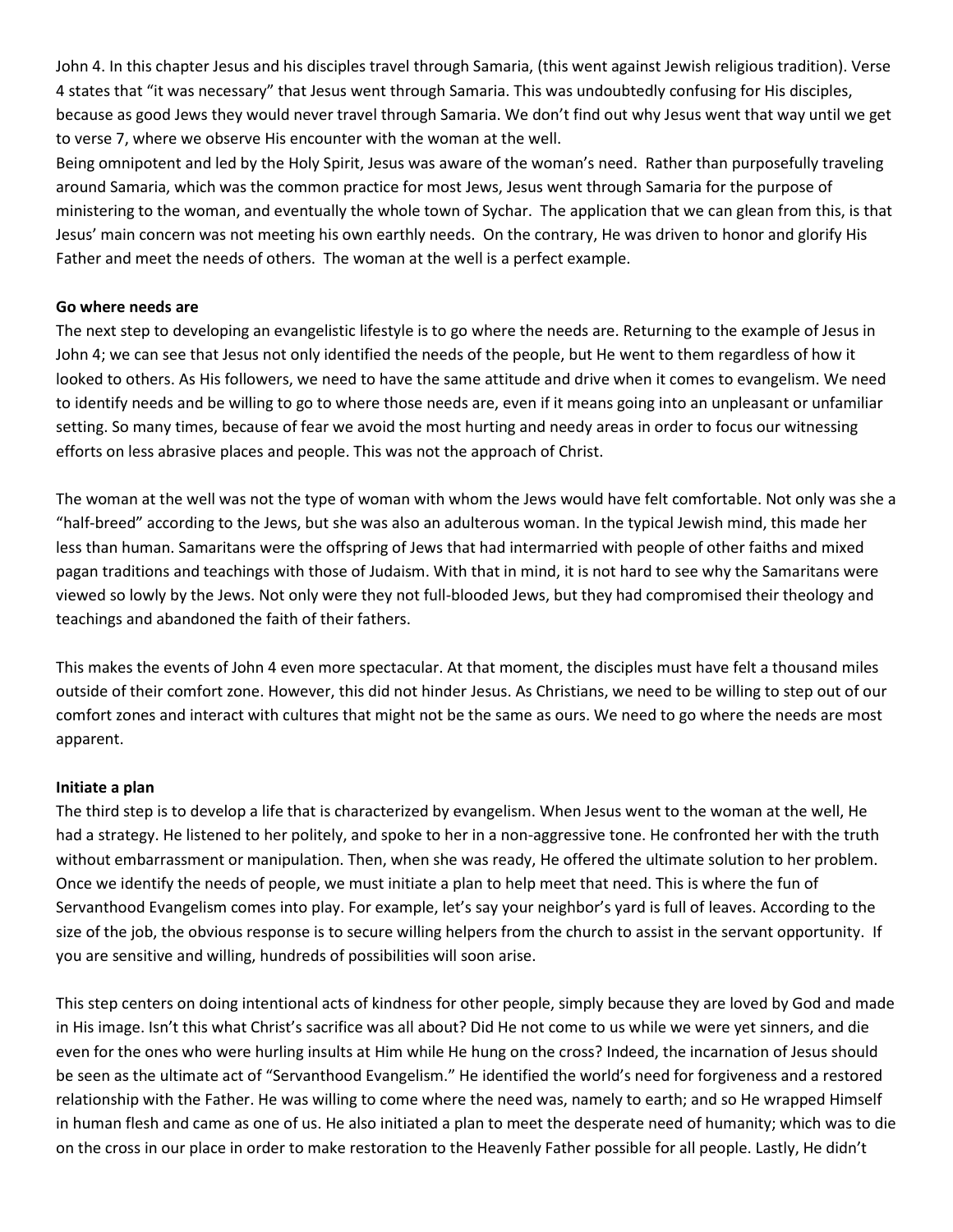John 4. In this chapter Jesus and his disciples travel through Samaria, (this went against Jewish religious tradition). Verse 4 states that "it was necessary" that Jesus went through Samaria. This was undoubtedly confusing for His disciples, because as good Jews they would never travel through Samaria. We don't find out why Jesus went that way until we get to verse 7, where we observe His encounter with the woman at the well.

Being omnipotent and led by the Holy Spirit, Jesus was aware of the woman's need. Rather than purposefully traveling around Samaria, which was the common practice for most Jews, Jesus went through Samaria for the purpose of ministering to the woman, and eventually the whole town of Sychar. The application that we can glean from this, is that Jesus' main concern was not meeting his own earthly needs. On the contrary, He was driven to honor and glorify His Father and meet the needs of others. The woman at the well is a perfect example.

**Go where needs are**

The next step to developing an evangelistic lifestyle is to go where the needs are. Returning to the example of Jesus in John 4; we can see that Jesus not only identified the needs of the people, but He went to them regardless of how it looked to others. As His followers, we need to have the same attitude and drive when it comes to evangelism. We need to identify needs and be willing to go to where those needs are, even if it means going into an unpleasant or unfamiliar setting. So many times, because of fear we avoid the most hurting and needy areas in order to focus our witnessing efforts on less abrasive places and people. This was not the approach of Christ.

The woman at the well was not the type of woman with whom the Jews would have felt comfortable. Not only was she a "half-breed" according to the Jews, but she was also an adulterous woman. In the typical Jewish mind, this made her less than human. Samaritans were the offspring of Jews that had intermarried with people of other faiths and mixed pagan traditions and teachings with those of Judaism. With that in mind, it is not hard to see why the Samaritans were viewed so lowly by the Jews. Not only were they not full-blooded Jews, but they had compromised their theology and teachings and abandoned the faith of their fathers.

This makes the events of John 4 even more spectacular. At that moment, the disciples must have felt a thousand miles outside of their comfort zone. However, this did not hinder Jesus. As Christians, we need to be willing to step out of our comfort zones and interact with cultures that might not be the same as ours. We need to go where the needs are most apparent.

**Initiate a plan**

The third step is to develop a life that is characterized by evangelism. When Jesus went to the woman at the well, He had a strategy. He listened to her politely, and spoke to her in a non-aggressive tone. He confronted her with the truth without embarrassment or manipulation. Then, when she was ready, He offered the ultimate solution to her problem. Once we identify the needs of people, we must initiate a plan to help meet that need. This is where the fun of Servanthood Evangelism comes into play. For example, let's say your neighbor's yard is full of leaves. According to the size of the job, the obvious response is to secure willing helpers from the church to assist in the servant opportunity. If you are sensitive and willing, hundreds of possibilities will soon arise.

This step centers on doing intentional acts of kindness for other people, simply because they are loved by God and made in His image. Isn't this what Christ's sacrifice was all about? Did He not come to us while we were yet sinners, and die even for the ones who were hurling insults at Him while He hung on the cross? Indeed, the incarnation of Jesus should be seen as the ultimate act of "Servanthood Evangelism." He identified the world's need for forgiveness and a restored relationship with the Father. He was willing to come where the need was, namely to earth; and so He wrapped Himself in human flesh and came as one of us. He also initiated a plan to meet the desperate need of humanity; which was to die on the cross in our place in order to make restoration to the Heavenly Father possible for all people. Lastly, He didn't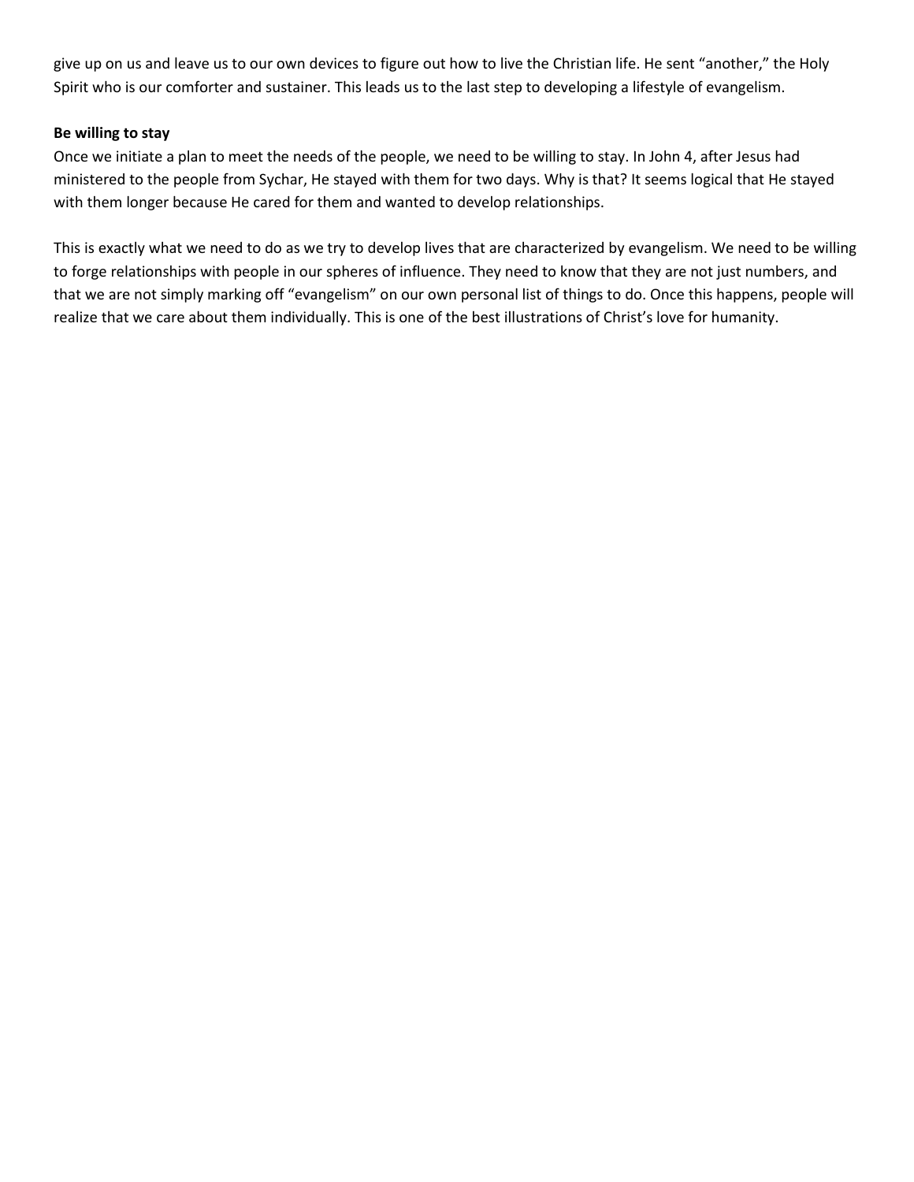give up on us and leave us to our own devices to figure out how to live the Christian life. He sent "another," the Holy Spirit who is our comforter and sustainer. This leads us to the last step to developing a lifestyle of evangelism.

**Be willing to stay**

Once we initiate a plan to meet the needs of the people, we need to be willing to stay. In John 4, after Jesus had ministered to the people from Sychar, He stayed with them for two days. Why is that? It seems logical that He stayed with them longer because He cared for them and wanted to develop relationships.

This is exactly what we need to do as we try to develop lives that are characterized by evangelism. We need to be willing to forge relationships with people in our spheres of influence. They need to know that they are not just numbers, and that we are not simply marking off "evangelism" on our own personal list of things to do. Once this happens, people will realize that we care about them individually. This is one of the best illustrations of Christ's love for humanity.